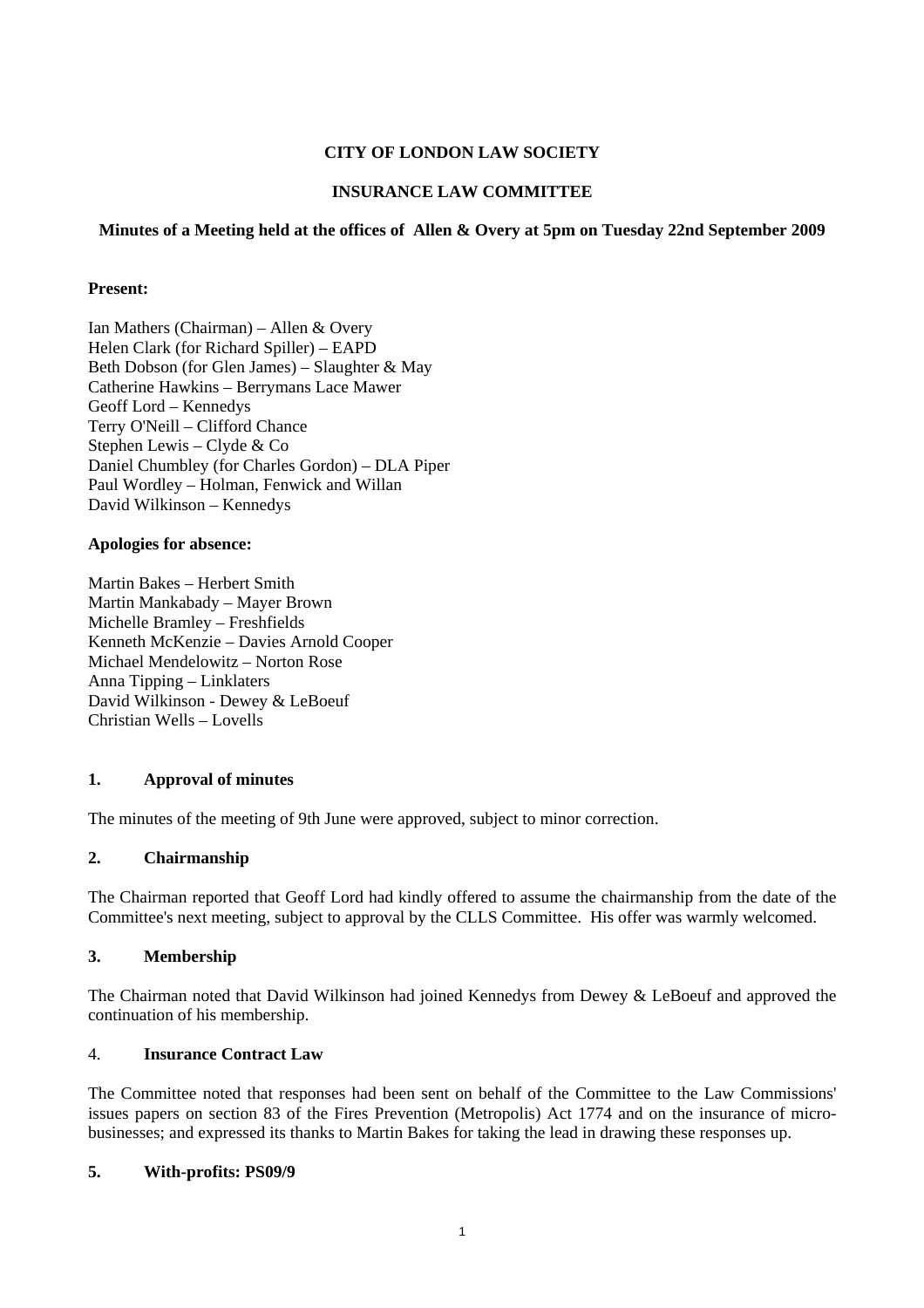**CITY OF LONDON LAW SOCIETY**

**INSURANCE LAW COMMITTEE**

**Minutes of a Meeting held at the offices of Allen & Overy at 5pm on Tuesday 22nd September 2009**

**Present:**

Ian Mathers (Chairman) – Allen & Overy
Helen Clark (for Richard Spiller) – EAPD
Beth Dobson (for Glen James) – Slaughter & May
Catherine Hawkins – Berrymans Lace Mawer
Geoff Lord – Kennedys
Terry O'Neill – Clifford Chance
Stephen Lewis – Clyde & Co
Daniel Chumbley (for Charles Gordon) – DLA Piper
Paul Wordley – Holman, Fenwick and Willan
David Wilkinson – Kennedys

**Apologies for absence:**

Martin Bakes – Herbert Smith
Martin Mankabady – Mayer Brown
Michelle Bramley – Freshfields
Kenneth McKenzie – Davies Arnold Cooper
Michael Mendelowitz – Norton Rose
Anna Tipping – Linklaters
David Wilkinson - Dewey & LeBoeuf
Christian Wells – Lovells

## 1. Approval of minutes

The minutes of the meeting of 9th June were approved, subject to minor correction.

## 2. Chairmanship

The Chairman reported that Geoff Lord had kindly offered to assume the chairmanship from the date of the Committee's next meeting, subject to approval by the CLLS Committee. His offer was warmly welcomed.

## 3. Membership

The Chairman noted that David Wilkinson had joined Kennedys from Dewey & LeBoeuf and approved the continuation of his membership.

## 4. Insurance Contract Law

The Committee noted that responses had been sent on behalf of the Committee to the Law Commissions' issues papers on section 83 of the Fires Prevention (Metropolis) Act 1774 and on the insurance of micro-businesses; and expressed its thanks to Martin Bakes for taking the lead in drawing these responses up.

## 5. With-profits: PS09/9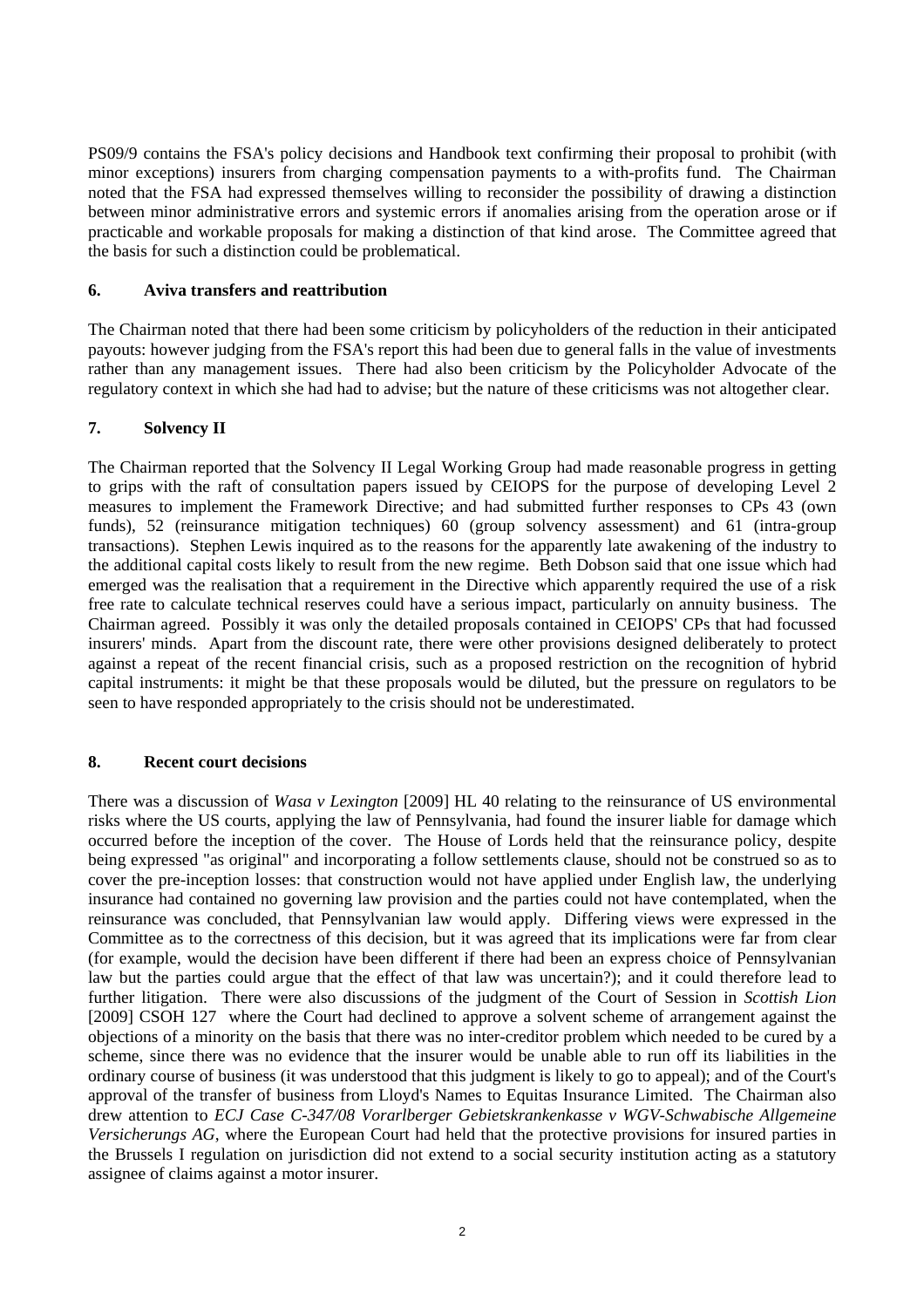PS09/9 contains the FSA's policy decisions and Handbook text confirming their proposal to prohibit (with minor exceptions) insurers from charging compensation payments to a with-profits fund. The Chairman noted that the FSA had expressed themselves willing to reconsider the possibility of drawing a distinction between minor administrative errors and systemic errors if anomalies arising from the operation arose or if practicable and workable proposals for making a distinction of that kind arose. The Committee agreed that the basis for such a distinction could be problematical.

## 6. Aviva transfers and reattribution

The Chairman noted that there had been some criticism by policyholders of the reduction in their anticipated payouts: however judging from the FSA's report this had been due to general falls in the value of investments rather than any management issues. There had also been criticism by the Policyholder Advocate of the regulatory context in which she had had to advise; but the nature of these criticisms was not altogether clear.

## 7. Solvency II

The Chairman reported that the Solvency II Legal Working Group had made reasonable progress in getting to grips with the raft of consultation papers issued by CEIOPS for the purpose of developing Level 2 measures to implement the Framework Directive; and had submitted further responses to CPs 43 (own funds), 52 (reinsurance mitigation techniques) 60 (group solvency assessment) and 61 (intra-group transactions). Stephen Lewis inquired as to the reasons for the apparently late awakening of the industry to the additional capital costs likely to result from the new regime. Beth Dobson said that one issue which had emerged was the realisation that a requirement in the Directive which apparently required the use of a risk free rate to calculate technical reserves could have a serious impact, particularly on annuity business. The Chairman agreed. Possibly it was only the detailed proposals contained in CEIOPS' CPs that had focussed insurers' minds. Apart from the discount rate, there were other provisions designed deliberately to protect against a repeat of the recent financial crisis, such as a proposed restriction on the recognition of hybrid capital instruments: it might be that these proposals would be diluted, but the pressure on regulators to be seen to have responded appropriately to the crisis should not be underestimated.

## 8. Recent court decisions

There was a discussion of *Wasa v Lexington* [2009] HL 40 relating to the reinsurance of US environmental risks where the US courts, applying the law of Pennsylvania, had found the insurer liable for damage which occurred before the inception of the cover. The House of Lords held that the reinsurance policy, despite being expressed "as original" and incorporating a follow settlements clause, should not be construed so as to cover the pre-inception losses: that construction would not have applied under English law, the underlying insurance had contained no governing law provision and the parties could not have contemplated, when the reinsurance was concluded, that Pennsylvanian law would apply. Differing views were expressed in the Committee as to the correctness of this decision, but it was agreed that its implications were far from clear (for example, would the decision have been different if there had been an express choice of Pennsylvanian law but the parties could argue that the effect of that law was uncertain?); and it could therefore lead to further litigation. There were also discussions of the judgment of the Court of Session in *Scottish Lion* [2009] CSOH 127 where the Court had declined to approve a solvent scheme of arrangement against the objections of a minority on the basis that there was no inter-creditor problem which needed to be cured by a scheme, since there was no evidence that the insurer would be unable able to run off its liabilities in the ordinary course of business (it was understood that this judgment is likely to go to appeal); and of the Court's approval of the transfer of business from Lloyd's Names to Equitas Insurance Limited. The Chairman also drew attention to *ECJ Case C-347/08 Vorarlberger Gebietskrankenkasse v WGV-Schwabische Allgemeine Versicherungs AG*, where the European Court had held that the protective provisions for insured parties in the Brussels I regulation on jurisdiction did not extend to a social security institution acting as a statutory assignee of claims against a motor insurer.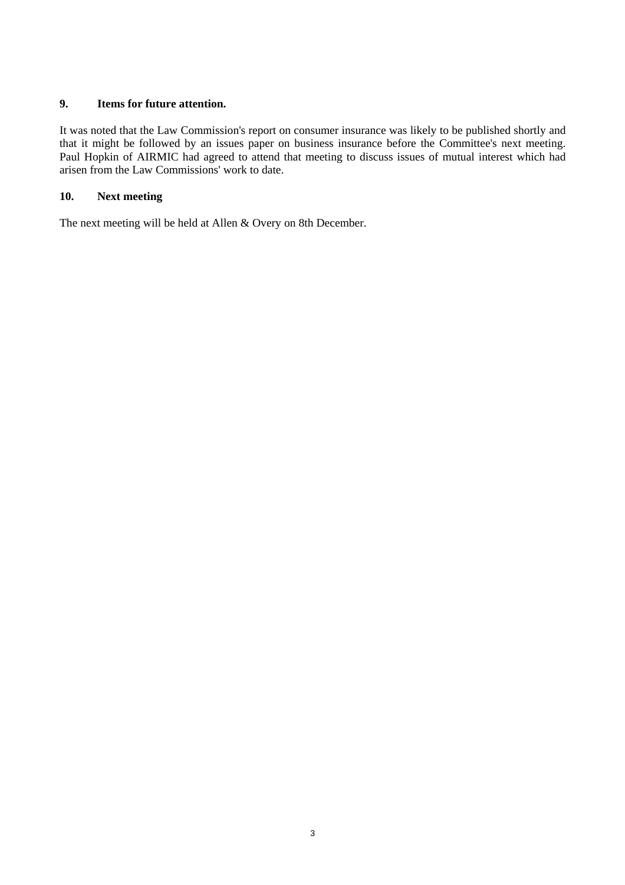**9. Items for future attention.**

It was noted that the Law Commission's report on consumer insurance was likely to be published shortly and that it might be followed by an issues paper on business insurance before the Committee's next meeting. Paul Hopkin of AIRMIC had agreed to attend that meeting to discuss issues of mutual interest which had arisen from the Law Commissions' work to date.

**10. Next meeting**

The next meeting will be held at Allen & Overy on 8th December.